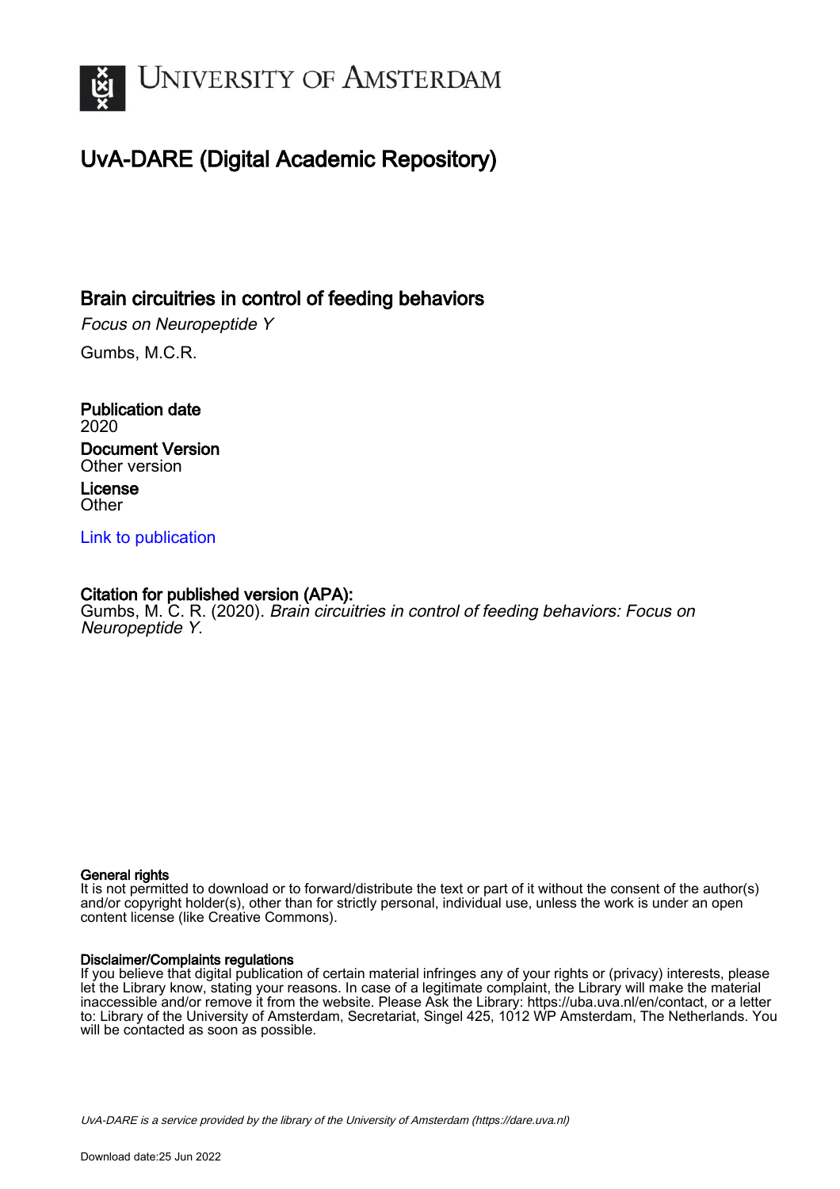# UNIVERSITY OF AMSTERDAM

## UvA-DARE (Digital Academic Repository)

### Brain circuitries in control of feeding behaviors

*Focus on Neuropeptide Y*

Gumbs, M.C.R.

**Publication date**
2020

**Document Version**
Other version

**License**
Other

Link to publication

**Citation for published version (APA):**
Gumbs, M. C. R. (2020). *Brain circuitries in control of feeding behaviors: Focus on Neuropeptide Y*.

**General rights**
It is not permitted to download or to forward/distribute the text or part of it without the consent of the author(s) and/or copyright holder(s), other than for strictly personal, individual use, unless the work is under an open content license (like Creative Commons).

**Disclaimer/Complaints regulations**
If you believe that digital publication of certain material infringes any of your rights or (privacy) interests, please let the Library know, stating your reasons. In case of a legitimate complaint, the Library will make the material inaccessible and/or remove it from the website. Please Ask the Library: https://uba.uva.nl/en/contact, or a letter to: Library of the University of Amsterdam, Secretariat, Singel 425, 1012 WP Amsterdam, The Netherlands. You will be contacted as soon as possible.

*UvA-DARE is a service provided by the library of the University of Amsterdam (https://dare.uva.nl)*

Download date:25 Jun 2022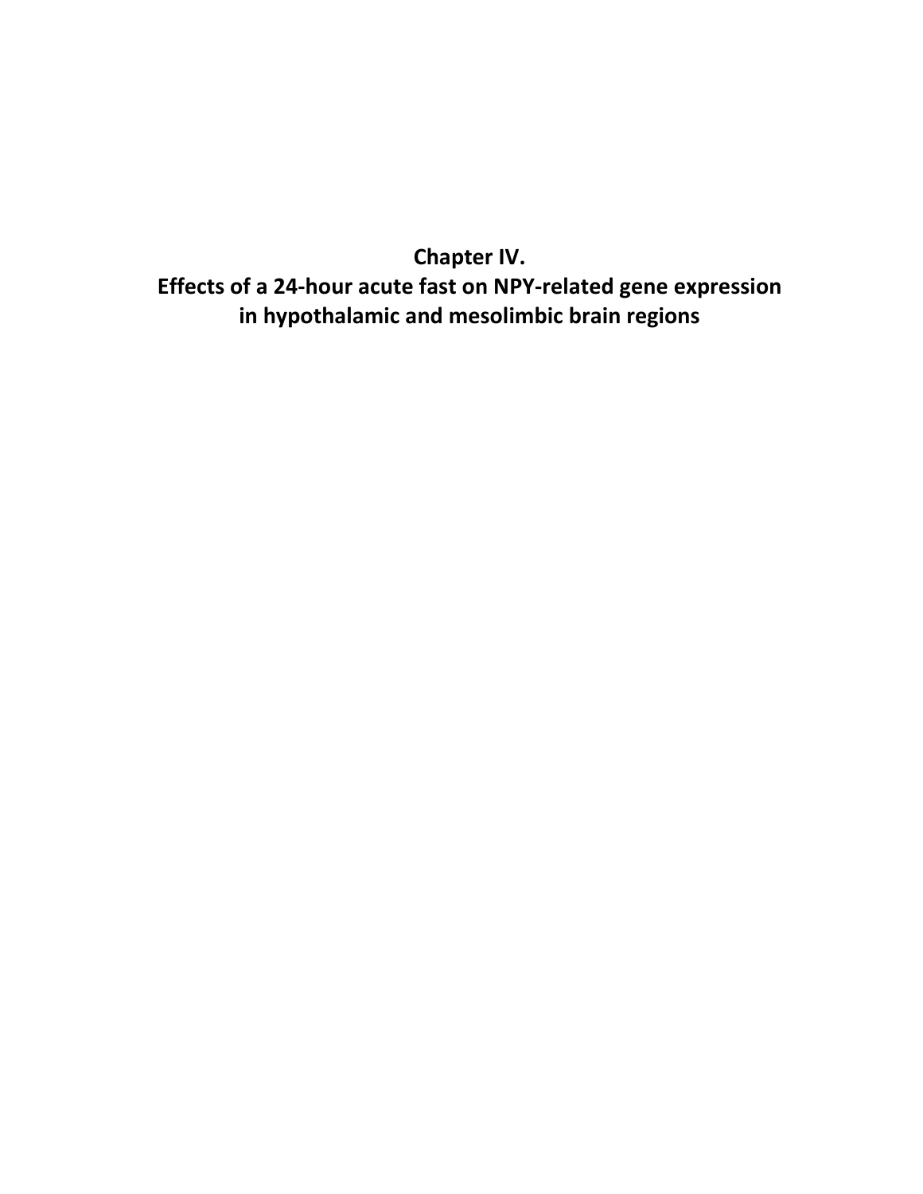# Chapter IV.
# Effects of a 24-hour acute fast on NPY-related gene expression in hypothalamic and mesolimbic brain regions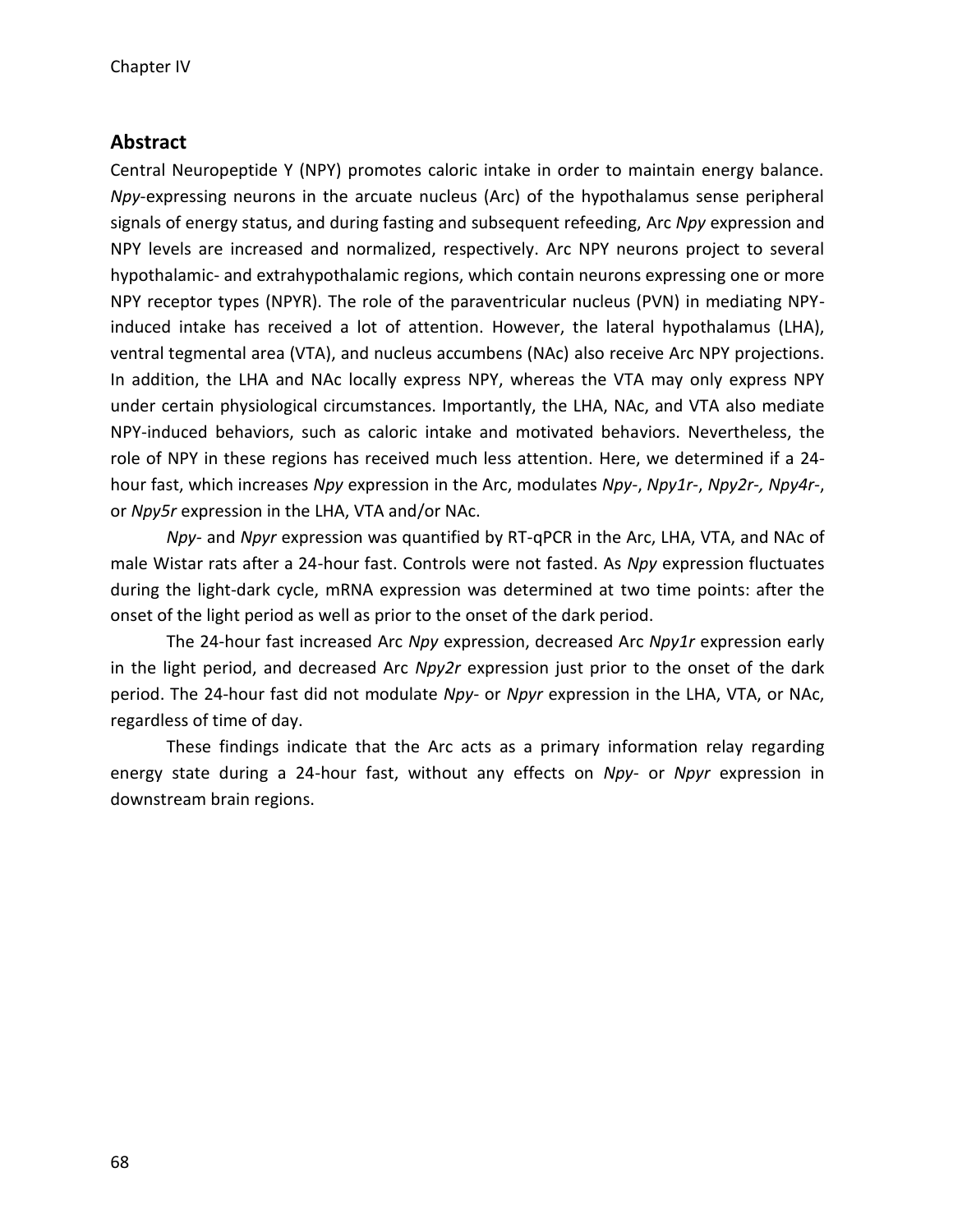## Abstract

Central Neuropeptide Y (NPY) promotes caloric intake in order to maintain energy balance. *Npy*-expressing neurons in the arcuate nucleus (Arc) of the hypothalamus sense peripheral signals of energy status, and during fasting and subsequent refeeding, Arc *Npy* expression and NPY levels are increased and normalized, respectively. Arc NPY neurons project to several hypothalamic- and extrahypothalamic regions, which contain neurons expressing one or more NPY receptor types (NPYR). The role of the paraventricular nucleus (PVN) in mediating NPY-induced intake has received a lot of attention. However, the lateral hypothalamus (LHA), ventral tegmental area (VTA), and nucleus accumbens (NAc) also receive Arc NPY projections. In addition, the LHA and NAc locally express NPY, whereas the VTA may only express NPY under certain physiological circumstances. Importantly, the LHA, NAc, and VTA also mediate NPY-induced behaviors, such as caloric intake and motivated behaviors. Nevertheless, the role of NPY in these regions has received much less attention. Here, we determined if a 24-hour fast, which increases *Npy* expression in the Arc, modulates *Npy*-, *Npy1r*-, *Npy2r-, Npy4r*-, or *Npy5r* expression in the LHA, VTA and/or NAc.

*Npy*- and *Npyr* expression was quantified by RT-qPCR in the Arc, LHA, VTA, and NAc of male Wistar rats after a 24-hour fast. Controls were not fasted. As *Npy* expression fluctuates during the light-dark cycle, mRNA expression was determined at two time points: after the onset of the light period as well as prior to the onset of the dark period.

The 24-hour fast increased Arc *Npy* expression, decreased Arc *Npy1r* expression early in the light period, and decreased Arc *Npy2r* expression just prior to the onset of the dark period. The 24-hour fast did not modulate *Npy*- or *Npyr* expression in the LHA, VTA, or NAc, regardless of time of day.

These findings indicate that the Arc acts as a primary information relay regarding energy state during a 24-hour fast, without any effects on *Npy*- or *Npyr* expression in downstream brain regions.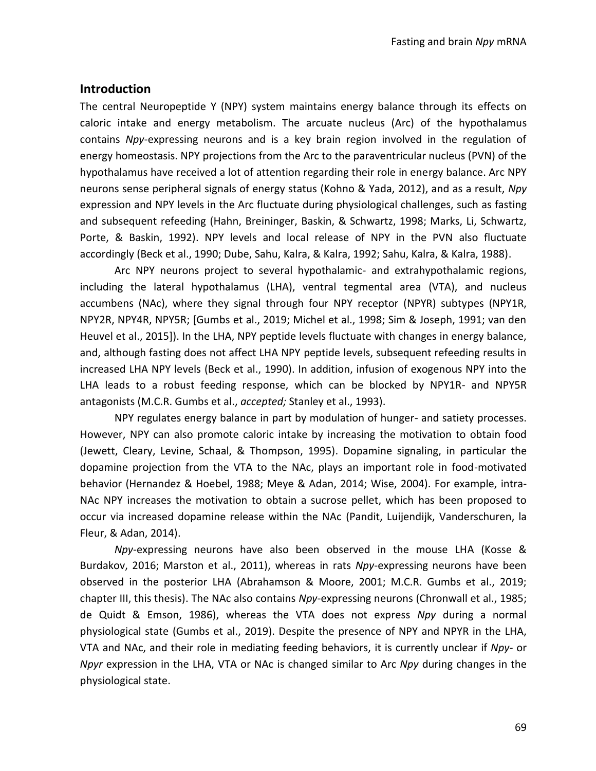## Introduction

The central Neuropeptide Y (NPY) system maintains energy balance through its effects on caloric intake and energy metabolism. The arcuate nucleus (Arc) of the hypothalamus contains *Npy*-expressing neurons and is a key brain region involved in the regulation of energy homeostasis. NPY projections from the Arc to the paraventricular nucleus (PVN) of the hypothalamus have received a lot of attention regarding their role in energy balance. Arc NPY neurons sense peripheral signals of energy status (Kohno & Yada, 2012), and as a result, *Npy* expression and NPY levels in the Arc fluctuate during physiological challenges, such as fasting and subsequent refeeding (Hahn, Breininger, Baskin, & Schwartz, 1998; Marks, Li, Schwartz, Porte, & Baskin, 1992). NPY levels and local release of NPY in the PVN also fluctuate accordingly (Beck et al., 1990; Dube, Sahu, Kalra, & Kalra, 1992; Sahu, Kalra, & Kalra, 1988).

Arc NPY neurons project to several hypothalamic- and extrahypothalamic regions, including the lateral hypothalamus (LHA), ventral tegmental area (VTA), and nucleus accumbens (NAc), where they signal through four NPY receptor (NPYR) subtypes (NPY1R, NPY2R, NPY4R, NPY5R; [Gumbs et al., 2019; Michel et al., 1998; Sim & Joseph, 1991; van den Heuvel et al., 2015]). In the LHA, NPY peptide levels fluctuate with changes in energy balance, and, although fasting does not affect LHA NPY peptide levels, subsequent refeeding results in increased LHA NPY levels (Beck et al., 1990). In addition, infusion of exogenous NPY into the LHA leads to a robust feeding response, which can be blocked by NPY1R- and NPY5R antagonists (M.C.R. Gumbs et al., *accepted;* Stanley et al., 1993).

NPY regulates energy balance in part by modulation of hunger- and satiety processes. However, NPY can also promote caloric intake by increasing the motivation to obtain food (Jewett, Cleary, Levine, Schaal, & Thompson, 1995). Dopamine signaling, in particular the dopamine projection from the VTA to the NAc, plays an important role in food-motivated behavior (Hernandez & Hoebel, 1988; Meye & Adan, 2014; Wise, 2004). For example, intra-NAc NPY increases the motivation to obtain a sucrose pellet, which has been proposed to occur via increased dopamine release within the NAc (Pandit, Luijendijk, Vanderschuren, la Fleur, & Adan, 2014).

*Npy*-expressing neurons have also been observed in the mouse LHA (Kosse & Burdakov, 2016; Marston et al., 2011), whereas in rats *Npy*-expressing neurons have been observed in the posterior LHA (Abrahamson & Moore, 2001; M.C.R. Gumbs et al., 2019; chapter III, this thesis). The NAc also contains *Npy*-expressing neurons (Chronwall et al., 1985; de Quidt & Emson, 1986), whereas the VTA does not express *Npy* during a normal physiological state (Gumbs et al., 2019). Despite the presence of NPY and NPYR in the LHA, VTA and NAc, and their role in mediating feeding behaviors, it is currently unclear if *Npy*- or *Npyr* expression in the LHA, VTA or NAc is changed similar to Arc *Npy* during changes in the physiological state.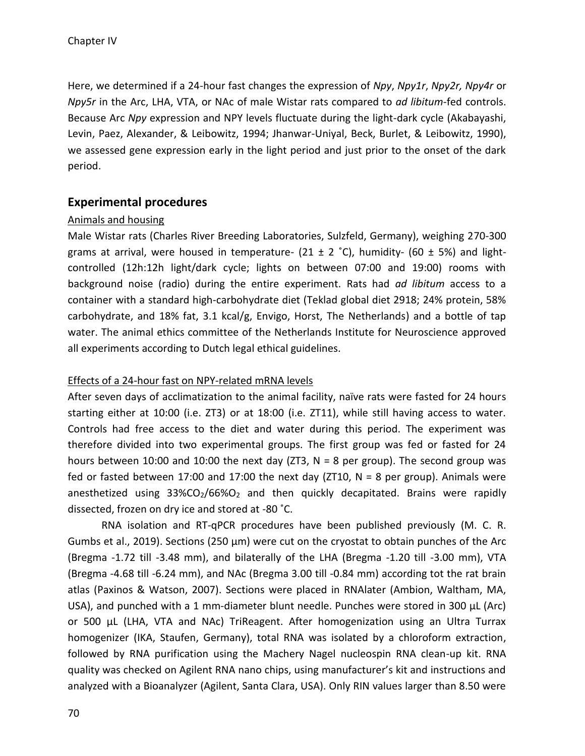Here, we determined if a 24-hour fast changes the expression of *Npy*, *Npy1r*, *Npy2r, Npy4r* or *Npy5r* in the Arc, LHA, VTA, or NAc of male Wistar rats compared to *ad libitum*-fed controls. Because Arc *Npy* expression and NPY levels fluctuate during the light-dark cycle (Akabayashi, Levin, Paez, Alexander, & Leibowitz, 1994; Jhanwar-Uniyal, Beck, Burlet, & Leibowitz, 1990), we assessed gene expression early in the light period and just prior to the onset of the dark period.

## Experimental procedures

### Animals and housing

Male Wistar rats (Charles River Breeding Laboratories, Sulzfeld, Germany), weighing 270-300 grams at arrival, were housed in temperature- (21 ± 2 ˚C), humidity- (60 ± 5%) and light-controlled (12h:12h light/dark cycle; lights on between 07:00 and 19:00) rooms with background noise (radio) during the entire experiment. Rats had *ad libitum* access to a container with a standard high-carbohydrate diet (Teklad global diet 2918; 24% protein, 58% carbohydrate, and 18% fat, 3.1 kcal/g, Envigo, Horst, The Netherlands) and a bottle of tap water. The animal ethics committee of the Netherlands Institute for Neuroscience approved all experiments according to Dutch legal ethical guidelines.

### Effects of a 24-hour fast on NPY-related mRNA levels

After seven days of acclimatization to the animal facility, naïve rats were fasted for 24 hours starting either at 10:00 (i.e. ZT3) or at 18:00 (i.e. ZT11), while still having access to water. Controls had free access to the diet and water during this period. The experiment was therefore divided into two experimental groups. The first group was fed or fasted for 24 hours between 10:00 and 10:00 the next day (ZT3, N = 8 per group). The second group was fed or fasted between 17:00 and 17:00 the next day (ZT10, N = 8 per group). Animals were anesthetized using 33%$CO_2$/66%$O_2$ and then quickly decapitated. Brains were rapidly dissected, frozen on dry ice and stored at -80 ˚C.

RNA isolation and RT-qPCR procedures have been published previously (M. C. R. Gumbs et al., 2019). Sections (250 µm) were cut on the cryostat to obtain punches of the Arc (Bregma -1.72 till -3.48 mm), and bilaterally of the LHA (Bregma -1.20 till -3.00 mm), VTA (Bregma -4.68 till -6.24 mm), and NAc (Bregma 3.00 till -0.84 mm) according tot the rat brain atlas (Paxinos & Watson, 2007). Sections were placed in RNAlater (Ambion, Waltham, MA, USA), and punched with a 1 mm-diameter blunt needle. Punches were stored in 300 µL (Arc) or 500 µL (LHA, VTA and NAc) TriReagent. After homogenization using an Ultra Turrax homogenizer (IKA, Staufen, Germany), total RNA was isolated by a chloroform extraction, followed by RNA purification using the Machery Nagel nucleospin RNA clean-up kit. RNA quality was checked on Agilent RNA nano chips, using manufacturer's kit and instructions and analyzed with a Bioanalyzer (Agilent, Santa Clara, USA). Only RIN values larger than 8.50 were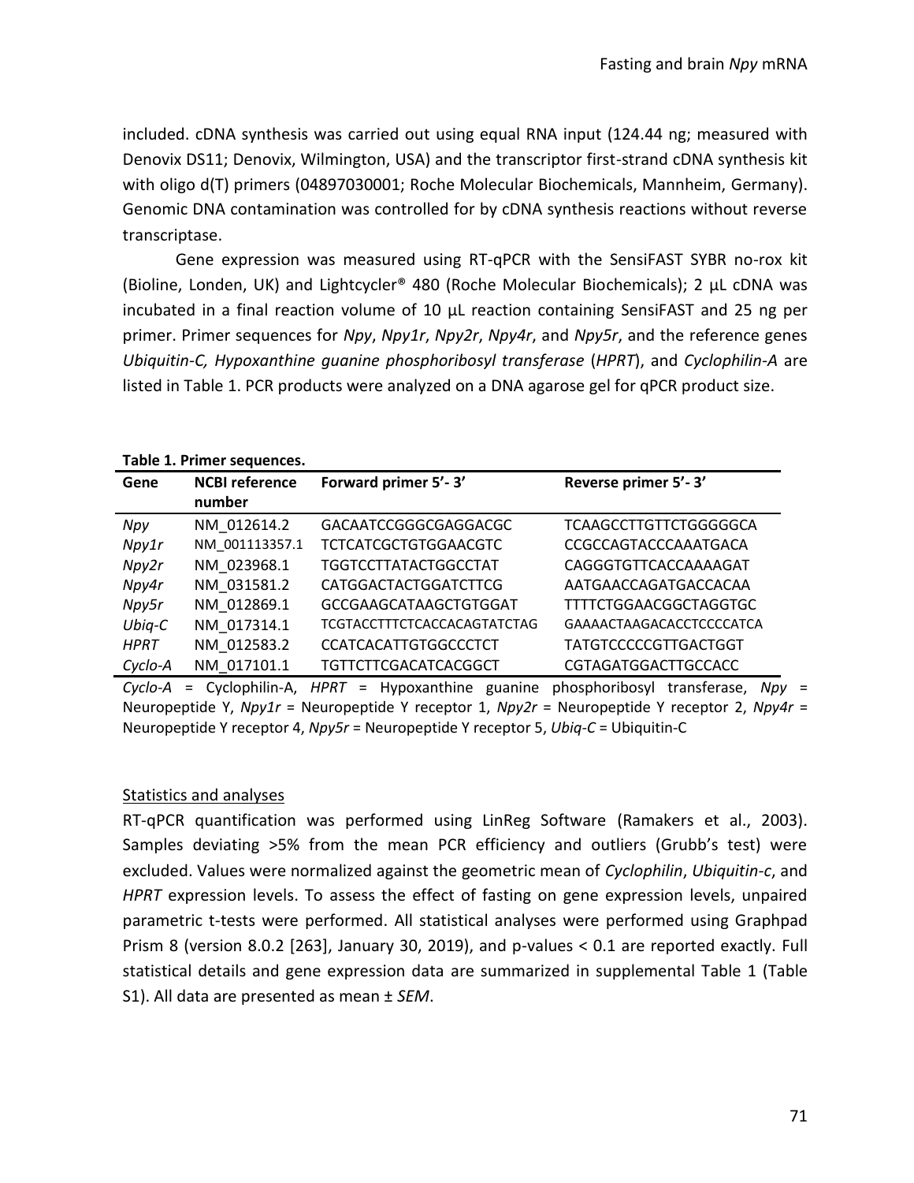included. cDNA synthesis was carried out using equal RNA input (124.44 ng; measured with Denovix DS11; Denovix, Wilmington, USA) and the transcriptor first-strand cDNA synthesis kit with oligo d(T) primers (04897030001; Roche Molecular Biochemicals, Mannheim, Germany). Genomic DNA contamination was controlled for by cDNA synthesis reactions without reverse transcriptase.

Gene expression was measured using RT-qPCR with the SensiFAST SYBR no-rox kit (Bioline, Londen, UK) and Lightcycler® 480 (Roche Molecular Biochemicals); 2 µL cDNA was incubated in a final reaction volume of 10 µL reaction containing SensiFAST and 25 ng per primer. Primer sequences for *Npy*, *Npy1r*, *Npy2r*, *Npy4r*, and *Npy5r*, and the reference genes *Ubiquitin-C, Hypoxanthine guanine phosphoribosyl transferase* (*HPRT*), and *Cyclophilin-A* are listed in Table 1. PCR products were analyzed on a DNA agarose gel for qPCR product size.

**Table 1. Primer sequences.**

| Gene | NCBI reference number | Forward primer 5'- 3' | Reverse primer 5'- 3' |
|---|---|---|---|
| *Npy* | NM_012614.2 | GACAATCCGGGCGAGGACGC | TCAAGCCTTGTTCTGGGGGCA |
| *Npy1r* | NM_001113357.1 | TCTCATCGCTGTGGAACGTC | CCGCCAGTACCCAAATGACA |
| *Npy2r* | NM_023968.1 | TGGTCCTTATACTGGCCTAT | CAGGGTGTTCACCAAAAGAT |
| *Npy4r* | NM_031581.2 | CATGGACTACTGGATCTTCG | AATGAACCAGATGACCACAA |
| *Npy5r* | NM_012869.1 | GCCGAAGCATAAGCTGTGGAT | TTTTCTGGAACGGCTAGGTGC |
| *Ubiq-C* | NM_017314.1 | TCGTACCTTTCTCACCACAGTATCTAG | GAAAACTAAGACACCTCCCCATCA |
| *HPRT* | NM_012583.2 | CCATCACATTGTGGCCCTCT | TATGTCCCCCGTTGACTGGT |
| *Cyclo-A* | NM_017101.1 | TGTTCTTCGACATCACGGCT | CGTAGATGGACTTGCCACC |

*Cyclo-A* = Cyclophilin-A, *HPRT* = Hypoxanthine guanine phosphoribosyl transferase, *Npy* = Neuropeptide Y, *Npy1r* = Neuropeptide Y receptor 1, *Npy2r* = Neuropeptide Y receptor 2, *Npy4r* = Neuropeptide Y receptor 4, *Npy5r* = Neuropeptide Y receptor 5, *Ubiq-C* = Ubiquitin-C

<u>Statistics and analyses</u>

RT-qPCR quantification was performed using LinReg Software (Ramakers et al., 2003). Samples deviating >5% from the mean PCR efficiency and outliers (Grubb's test) were excluded. Values were normalized against the geometric mean of *Cyclophilin*, *Ubiquitin-c*, and *HPRT* expression levels. To assess the effect of fasting on gene expression levels, unpaired parametric t-tests were performed. All statistical analyses were performed using Graphpad Prism 8 (version 8.0.2 [263], January 30, 2019), and p-values < 0.1 are reported exactly. Full statistical details and gene expression data are summarized in supplemental Table 1 (Table S1). All data are presented as mean ± *SEM*.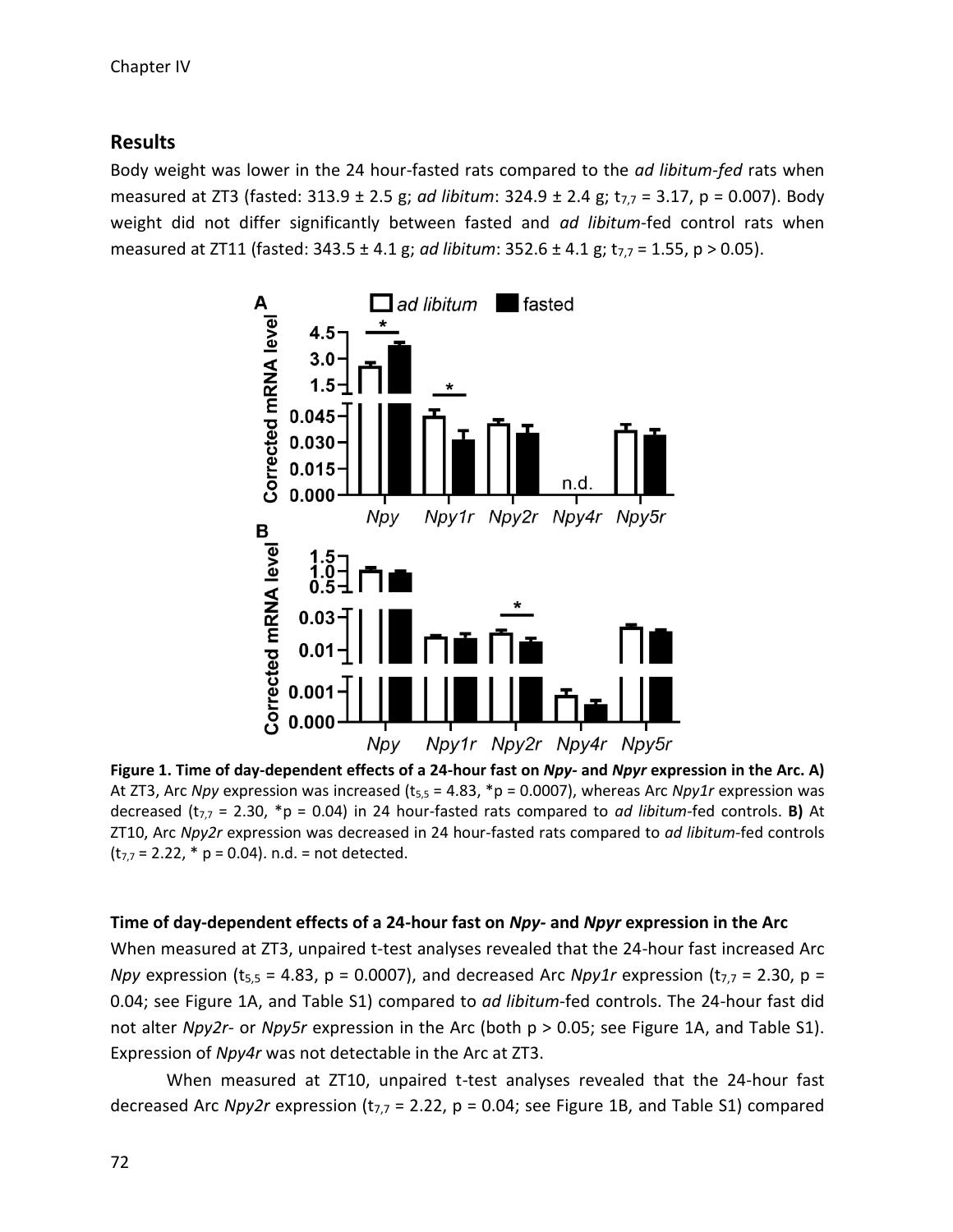## Results

Body weight was lower in the 24 hour-fasted rats compared to the *ad libitum-fed* rats when measured at ZT3 (fasted: 313.9 ± 2.5 g; *ad libitum*: 324.9 ± 2.4 g; $t_{7,7} = 3.17$, $p = 0.007$). Body weight did not differ significantly between fasted and *ad libitum*-fed control rats when measured at ZT11 (fasted: 343.5 ± 4.1 g; *ad libitum*: 352.6 ± 4.1 g; $t_{7,7} = 1.55$, $p > 0.05$).

**Figure 1. Time of day-dependent effects of a 24-hour fast on *Npy*- and *Npyr* expression in the Arc. A)** At ZT3, Arc *Npy* expression was increased ($t_{5,5} = 4.83$, *$p = 0.0007$), whereas Arc *Npy1r* expression was decreased ($t_{7,7} = 2.30$, *$p = 0.04$) in 24 hour-fasted rats compared to *ad libitum*-fed controls. **B)** At ZT10, Arc *Npy2r* expression was decreased in 24 hour-fasted rats compared to *ad libitum*-fed controls ($t_{7,7} = 2.22$, * $p = 0.04$). n.d. = not detected.

**Time of day-dependent effects of a 24-hour fast on *Npy*- and *Npyr* expression in the Arc**

When measured at ZT3, unpaired t-test analyses revealed that the 24-hour fast increased Arc *Npy* expression ($t_{5,5} = 4.83$, $p = 0.0007$), and decreased Arc *Npy1r* expression ($t_{7,7} = 2.30$, $p = 0.04$; see Figure 1A, and Table S1) compared to *ad libitum*-fed controls. The 24-hour fast did not alter *Npy2r*- or *Npy5r* expression in the Arc (both $p > 0.05$; see Figure 1A, and Table S1). Expression of *Npy4r* was not detectable in the Arc at ZT3.

When measured at ZT10, unpaired t-test analyses revealed that the 24-hour fast decreased Arc *Npy2r* expression ($t_{7,7} = 2.22$, $p = 0.04$; see Figure 1B, and Table S1) compared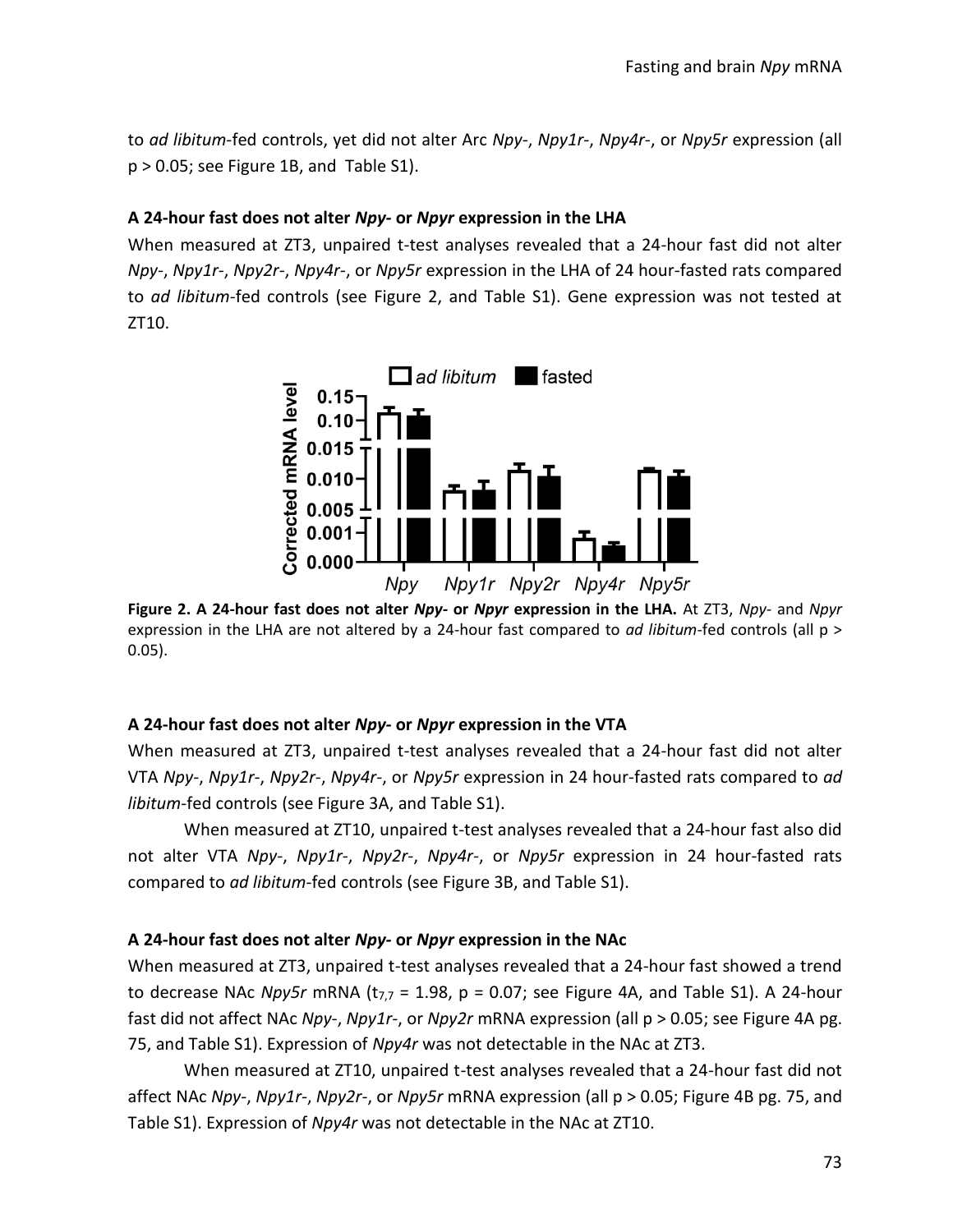to *ad libitum*-fed controls, yet did not alter Arc *Npy*-, *Npy1r*-, *Npy4r*-, or *Npy5r* expression (all $p > 0.05$; see Figure 1B, and Table S1).

### A 24-hour fast does not alter *Npy*- or *Npyr* expression in the LHA

When measured at ZT3, unpaired t-test analyses revealed that a 24-hour fast did not alter *Npy*-, *Npy1r*-, *Npy2r*-, *Npy4r*-, or *Npy5r* expression in the LHA of 24 hour-fasted rats compared to *ad libitum*-fed controls (see Figure 2, and Table S1). Gene expression was not tested at ZT10.

**Figure 2. A 24-hour fast does not alter *Npy*- or *Npyr* expression in the LHA.** At ZT3, *Npy*- and *Npyr* expression in the LHA are not altered by a 24-hour fast compared to *ad libitum*-fed controls (all $p > 0.05$).

### A 24-hour fast does not alter *Npy*- or *Npyr* expression in the VTA

When measured at ZT3, unpaired t-test analyses revealed that a 24-hour fast did not alter VTA *Npy*-, *Npy1r*-, *Npy2r*-, *Npy4r*-, or *Npy5r* expression in 24 hour-fasted rats compared to *ad libitum*-fed controls (see Figure 3A, and Table S1).

When measured at ZT10, unpaired t-test analyses revealed that a 24-hour fast also did not alter VTA *Npy*-, *Npy1r*-, *Npy2r*-, *Npy4r*-, or *Npy5r* expression in 24 hour-fasted rats compared to *ad libitum*-fed controls (see Figure 3B, and Table S1).

### A 24-hour fast does not alter *Npy*- or *Npyr* expression in the NAc

When measured at ZT3, unpaired t-test analyses revealed that a 24-hour fast showed a trend to decrease NAc *Npy5r* mRNA ($t_{7,7} = 1.98$, $p = 0.07$; see Figure 4A, and Table S1). A 24-hour fast did not affect NAc *Npy*-, *Npy1r*-, or *Npy2r* mRNA expression (all $p > 0.05$; see Figure 4A pg. 75, and Table S1). Expression of *Npy4r* was not detectable in the NAc at ZT3.

When measured at ZT10, unpaired t-test analyses revealed that a 24-hour fast did not affect NAc *Npy*-, *Npy1r*-, *Npy2r*-, or *Npy5r* mRNA expression (all $p > 0.05$; Figure 4B pg. 75, and Table S1). Expression of *Npy4r* was not detectable in the NAc at ZT10.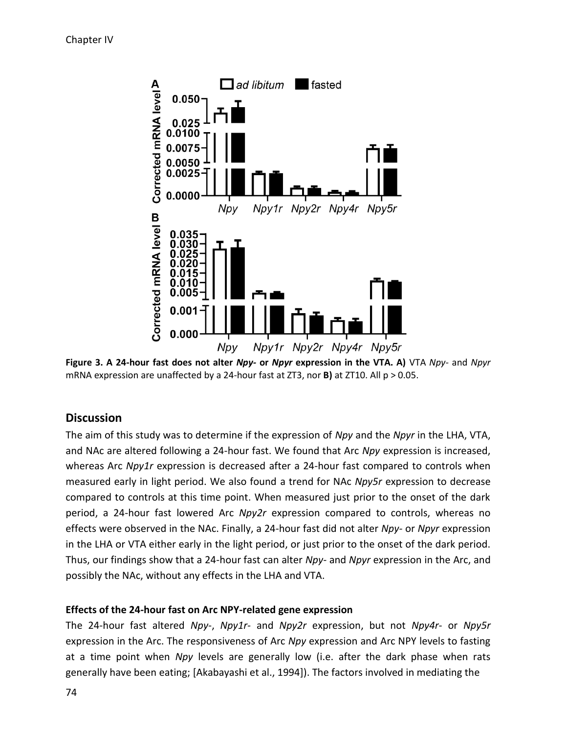**Figure 3. A 24-hour fast does not alter *Npy*- or *Npyr* expression in the VTA. A)** VTA *Npy*- and *Npyr* mRNA expression are unaffected by a 24-hour fast at ZT3, nor **B)** at ZT10. All p > 0.05.

## Discussion

The aim of this study was to determine if the expression of *Npy* and the *Npyr* in the LHA, VTA, and NAc are altered following a 24-hour fast. We found that Arc *Npy* expression is increased, whereas Arc *Npy1r* expression is decreased after a 24-hour fast compared to controls when measured early in light period. We also found a trend for NAc *Npy5r* expression to decrease compared to controls at this time point. When measured just prior to the onset of the dark period, a 24-hour fast lowered Arc *Npy2r* expression compared to controls, whereas no effects were observed in the NAc. Finally, a 24-hour fast did not alter *Npy*- or *Npyr* expression in the LHA or VTA either early in the light period, or just prior to the onset of the dark period. Thus, our findings show that a 24-hour fast can alter *Npy*- and *Npyr* expression in the Arc, and possibly the NAc, without any effects in the LHA and VTA.

### Effects of the 24-hour fast on Arc NPY-related gene expression

The 24-hour fast altered *Npy*-, *Npy1r*- and *Npy2r* expression, but not *Npy4r*- or *Npy5r* expression in the Arc. The responsiveness of Arc *Npy* expression and Arc NPY levels to fasting at a time point when *Npy* levels are generally low (i.e. after the dark phase when rats generally have been eating; [Akabayashi et al., 1994]). The factors involved in mediating the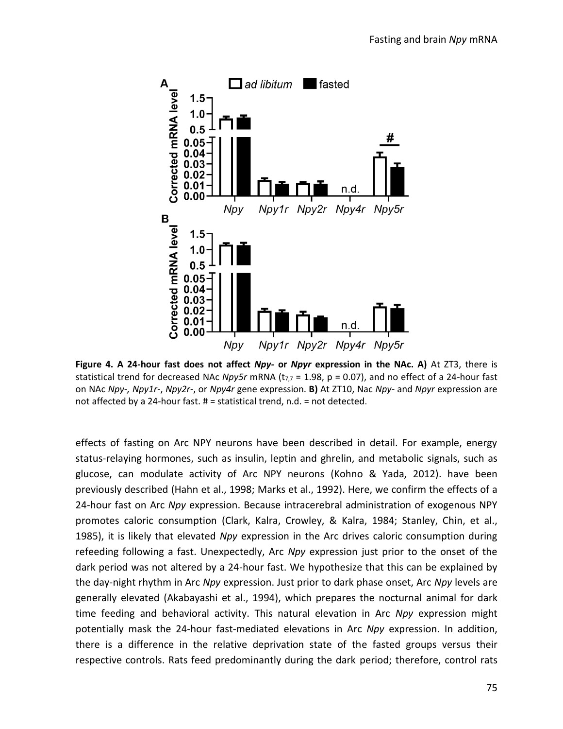**Figure 4. A 24-hour fast does not affect *Npy*- or *Npyr* expression in the NAc. A)** At ZT3, there is statistical trend for decreased NAc *Npy5r* mRNA ($t_{7,7}$ = 1.98, p = 0.07), and no effect of a 24-hour fast on NAc *Npy-, Npy1r-*, *Npy2r-*, or *Npy4r* gene expression. **B)** At ZT10, Nac *Npy*- and *Npyr* expression are not affected by a 24-hour fast. # = statistical trend, n.d. = not detected.

effects of fasting on Arc NPY neurons have been described in detail. For example, energy status-relaying hormones, such as insulin, leptin and ghrelin, and metabolic signals, such as glucose, can modulate activity of Arc NPY neurons (Kohno & Yada, 2012). have been previously described (Hahn et al., 1998; Marks et al., 1992). Here, we confirm the effects of a 24-hour fast on Arc *Npy* expression. Because intracerebral administration of exogenous NPY promotes caloric consumption (Clark, Kalra, Crowley, & Kalra, 1984; Stanley, Chin, et al., 1985), it is likely that elevated *Npy* expression in the Arc drives caloric consumption during refeeding following a fast. Unexpectedly, Arc *Npy* expression just prior to the onset of the dark period was not altered by a 24-hour fast. We hypothesize that this can be explained by the day-night rhythm in Arc *Npy* expression. Just prior to dark phase onset, Arc *Npy* levels are generally elevated (Akabayashi et al., 1994), which prepares the nocturnal animal for dark time feeding and behavioral activity. This natural elevation in Arc *Npy* expression might potentially mask the 24-hour fast-mediated elevations in Arc *Npy* expression. In addition, there is a difference in the relative deprivation state of the fasted groups versus their respective controls. Rats feed predominantly during the dark period; therefore, control rats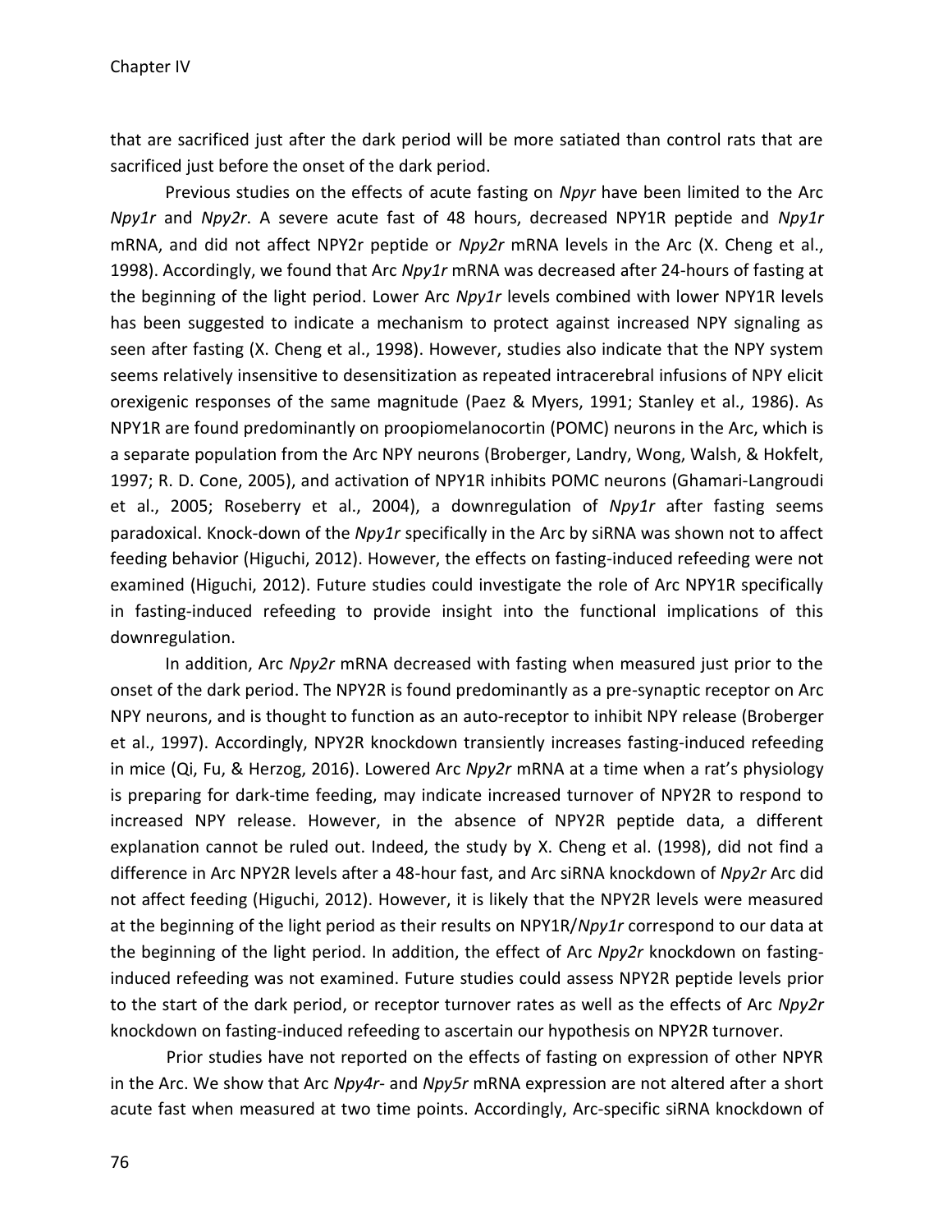that are sacrificed just after the dark period will be more satiated than control rats that are sacrificed just before the onset of the dark period.

Previous studies on the effects of acute fasting on *Npyr* have been limited to the Arc *Npy1r* and *Npy2r*. A severe acute fast of 48 hours, decreased NPY1R peptide and *Npy1r* mRNA, and did not affect NPY2r peptide or *Npy2r* mRNA levels in the Arc (X. Cheng et al., 1998). Accordingly, we found that Arc *Npy1r* mRNA was decreased after 24-hours of fasting at the beginning of the light period. Lower Arc *Npy1r* levels combined with lower NPY1R levels has been suggested to indicate a mechanism to protect against increased NPY signaling as seen after fasting (X. Cheng et al., 1998). However, studies also indicate that the NPY system seems relatively insensitive to desensitization as repeated intracerebral infusions of NPY elicit orexigenic responses of the same magnitude (Paez & Myers, 1991; Stanley et al., 1986). As NPY1R are found predominantly on proopiomelanocortin (POMC) neurons in the Arc, which is a separate population from the Arc NPY neurons (Broberger, Landry, Wong, Walsh, & Hokfelt, 1997; R. D. Cone, 2005), and activation of NPY1R inhibits POMC neurons (Ghamari-Langroudi et al., 2005; Roseberry et al., 2004), a downregulation of *Npy1r* after fasting seems paradoxical. Knock-down of the *Npy1r* specifically in the Arc by siRNA was shown not to affect feeding behavior (Higuchi, 2012). However, the effects on fasting-induced refeeding were not examined (Higuchi, 2012). Future studies could investigate the role of Arc NPY1R specifically in fasting-induced refeeding to provide insight into the functional implications of this downregulation.

In addition, Arc *Npy2r* mRNA decreased with fasting when measured just prior to the onset of the dark period. The NPY2R is found predominantly as a pre-synaptic receptor on Arc NPY neurons, and is thought to function as an auto-receptor to inhibit NPY release (Broberger et al., 1997). Accordingly, NPY2R knockdown transiently increases fasting-induced refeeding in mice (Qi, Fu, & Herzog, 2016). Lowered Arc *Npy2r* mRNA at a time when a rat's physiology is preparing for dark-time feeding, may indicate increased turnover of NPY2R to respond to increased NPY release. However, in the absence of NPY2R peptide data, a different explanation cannot be ruled out. Indeed, the study by X. Cheng et al. (1998), did not find a difference in Arc NPY2R levels after a 48-hour fast, and Arc siRNA knockdown of *Npy2r* Arc did not affect feeding (Higuchi, 2012). However, it is likely that the NPY2R levels were measured at the beginning of the light period as their results on NPY1R/*Npy1r* correspond to our data at the beginning of the light period. In addition, the effect of Arc *Npy2r* knockdown on fasting-induced refeeding was not examined. Future studies could assess NPY2R peptide levels prior to the start of the dark period, or receptor turnover rates as well as the effects of Arc *Npy2r* knockdown on fasting-induced refeeding to ascertain our hypothesis on NPY2R turnover.

Prior studies have not reported on the effects of fasting on expression of other NPYR in the Arc. We show that Arc *Npy4r*- and *Npy5r* mRNA expression are not altered after a short acute fast when measured at two time points. Accordingly, Arc-specific siRNA knockdown of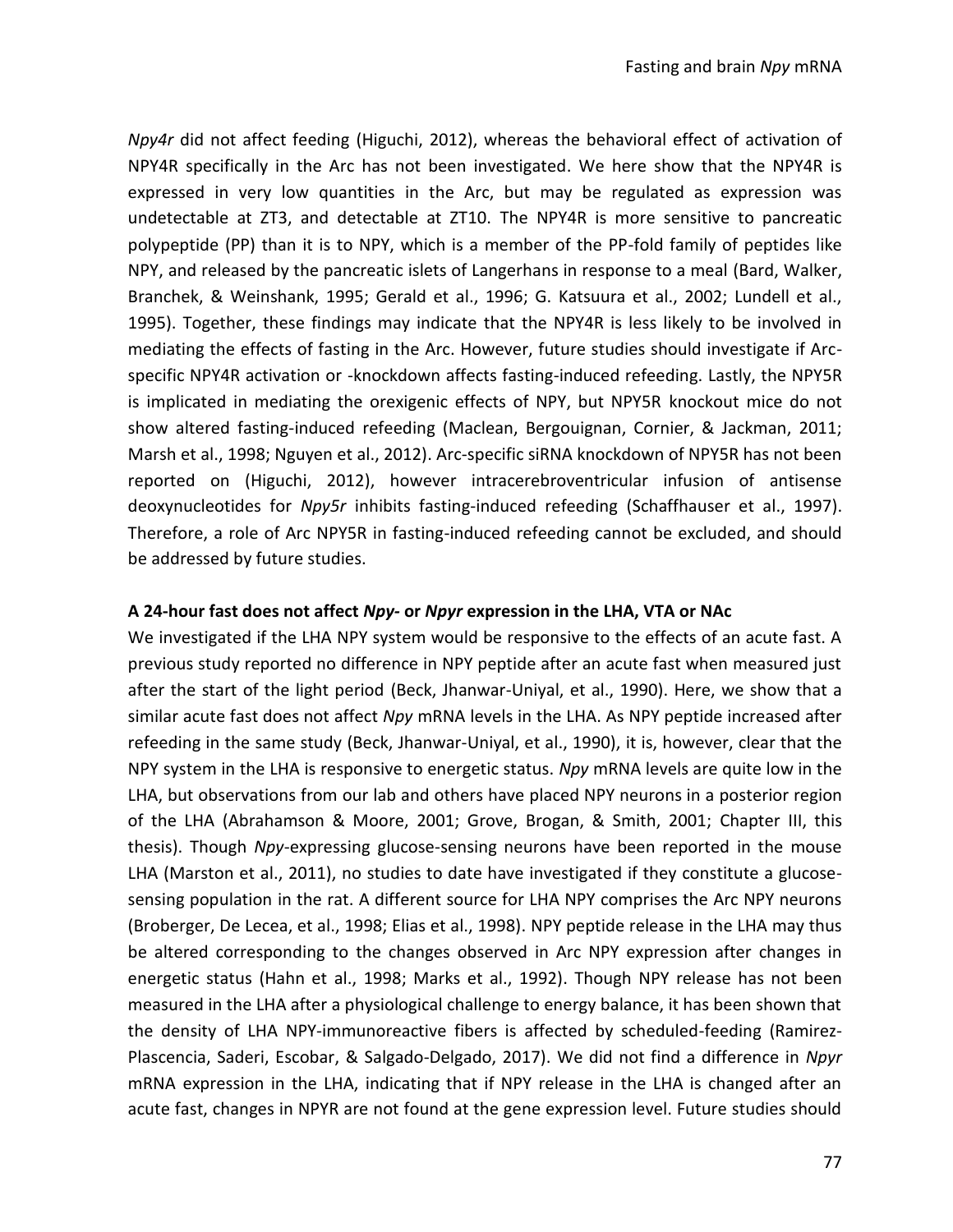*Npy4r* did not affect feeding (Higuchi, 2012), whereas the behavioral effect of activation of NPY4R specifically in the Arc has not been investigated. We here show that the NPY4R is expressed in very low quantities in the Arc, but may be regulated as expression was undetectable at ZT3, and detectable at ZT10. The NPY4R is more sensitive to pancreatic polypeptide (PP) than it is to NPY, which is a member of the PP-fold family of peptides like NPY, and released by the pancreatic islets of Langerhans in response to a meal (Bard, Walker, Branchek, & Weinshank, 1995; Gerald et al., 1996; G. Katsuura et al., 2002; Lundell et al., 1995). Together, these findings may indicate that the NPY4R is less likely to be involved in mediating the effects of fasting in the Arc. However, future studies should investigate if Arc-specific NPY4R activation or -knockdown affects fasting-induced refeeding. Lastly, the NPY5R is implicated in mediating the orexigenic effects of NPY, but NPY5R knockout mice do not show altered fasting-induced refeeding (Maclean, Bergouignan, Cornier, & Jackman, 2011; Marsh et al., 1998; Nguyen et al., 2012). Arc-specific siRNA knockdown of NPY5R has not been reported on (Higuchi, 2012), however intracerebroventricular infusion of antisense deoxynucleotides for *Npy5r* inhibits fasting-induced refeeding (Schaffhauser et al., 1997). Therefore, a role of Arc NPY5R in fasting-induced refeeding cannot be excluded, and should be addressed by future studies.

### A 24-hour fast does not affect *Npy*- or *Npyr* expression in the LHA, VTA or NAc

We investigated if the LHA NPY system would be responsive to the effects of an acute fast. A previous study reported no difference in NPY peptide after an acute fast when measured just after the start of the light period (Beck, Jhanwar-Uniyal, et al., 1990). Here, we show that a similar acute fast does not affect *Npy* mRNA levels in the LHA. As NPY peptide increased after refeeding in the same study (Beck, Jhanwar-Uniyal, et al., 1990), it is, however, clear that the NPY system in the LHA is responsive to energetic status. *Npy* mRNA levels are quite low in the LHA, but observations from our lab and others have placed NPY neurons in a posterior region of the LHA (Abrahamson & Moore, 2001; Grove, Brogan, & Smith, 2001; Chapter III, this thesis). Though *Npy*-expressing glucose-sensing neurons have been reported in the mouse LHA (Marston et al., 2011), no studies to date have investigated if they constitute a glucose-sensing population in the rat. A different source for LHA NPY comprises the Arc NPY neurons (Broberger, De Lecea, et al., 1998; Elias et al., 1998). NPY peptide release in the LHA may thus be altered corresponding to the changes observed in Arc NPY expression after changes in energetic status (Hahn et al., 1998; Marks et al., 1992). Though NPY release has not been measured in the LHA after a physiological challenge to energy balance, it has been shown that the density of LHA NPY-immunoreactive fibers is affected by scheduled-feeding (Ramirez-Plascencia, Saderi, Escobar, & Salgado-Delgado, 2017). We did not find a difference in *Npyr* mRNA expression in the LHA, indicating that if NPY release in the LHA is changed after an acute fast, changes in NPYR are not found at the gene expression level. Future studies should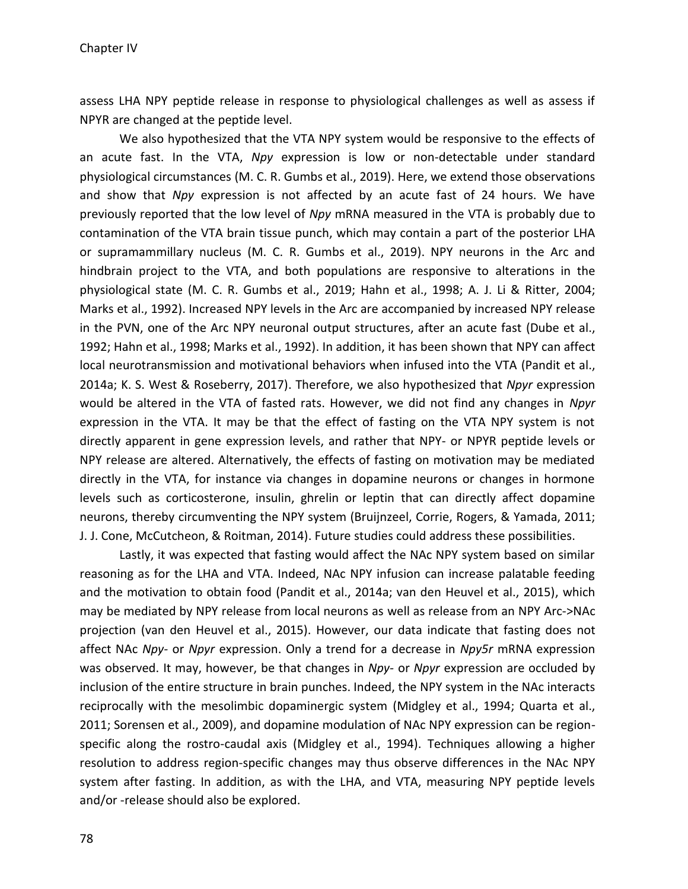assess LHA NPY peptide release in response to physiological challenges as well as assess if NPYR are changed at the peptide level.

We also hypothesized that the VTA NPY system would be responsive to the effects of an acute fast. In the VTA, *Npy* expression is low or non-detectable under standard physiological circumstances (M. C. R. Gumbs et al., 2019). Here, we extend those observations and show that *Npy* expression is not affected by an acute fast of 24 hours. We have previously reported that the low level of *Npy* mRNA measured in the VTA is probably due to contamination of the VTA brain tissue punch, which may contain a part of the posterior LHA or supramammillary nucleus (M. C. R. Gumbs et al., 2019). NPY neurons in the Arc and hindbrain project to the VTA, and both populations are responsive to alterations in the physiological state (M. C. R. Gumbs et al., 2019; Hahn et al., 1998; A. J. Li & Ritter, 2004; Marks et al., 1992). Increased NPY levels in the Arc are accompanied by increased NPY release in the PVN, one of the Arc NPY neuronal output structures, after an acute fast (Dube et al., 1992; Hahn et al., 1998; Marks et al., 1992). In addition, it has been shown that NPY can affect local neurotransmission and motivational behaviors when infused into the VTA (Pandit et al., 2014a; K. S. West & Roseberry, 2017). Therefore, we also hypothesized that *Npyr* expression would be altered in the VTA of fasted rats. However, we did not find any changes in *Npyr* expression in the VTA. It may be that the effect of fasting on the VTA NPY system is not directly apparent in gene expression levels, and rather that NPY- or NPYR peptide levels or NPY release are altered. Alternatively, the effects of fasting on motivation may be mediated directly in the VTA, for instance via changes in dopamine neurons or changes in hormone levels such as corticosterone, insulin, ghrelin or leptin that can directly affect dopamine neurons, thereby circumventing the NPY system (Bruijnzeel, Corrie, Rogers, & Yamada, 2011; J. J. Cone, McCutcheon, & Roitman, 2014). Future studies could address these possibilities.

Lastly, it was expected that fasting would affect the NAc NPY system based on similar reasoning as for the LHA and VTA. Indeed, NAc NPY infusion can increase palatable feeding and the motivation to obtain food (Pandit et al., 2014a; van den Heuvel et al., 2015), which may be mediated by NPY release from local neurons as well as release from an NPY Arc->NAc projection (van den Heuvel et al., 2015). However, our data indicate that fasting does not affect NAc *Npy*- or *Npyr* expression. Only a trend for a decrease in *Npy5r* mRNA expression was observed. It may, however, be that changes in *Npy*- or *Npyr* expression are occluded by inclusion of the entire structure in brain punches. Indeed, the NPY system in the NAc interacts reciprocally with the mesolimbic dopaminergic system (Midgley et al., 1994; Quarta et al., 2011; Sorensen et al., 2009), and dopamine modulation of NAc NPY expression can be region-specific along the rostro-caudal axis (Midgley et al., 1994). Techniques allowing a higher resolution to address region-specific changes may thus observe differences in the NAc NPY system after fasting. In addition, as with the LHA, and VTA, measuring NPY peptide levels and/or -release should also be explored.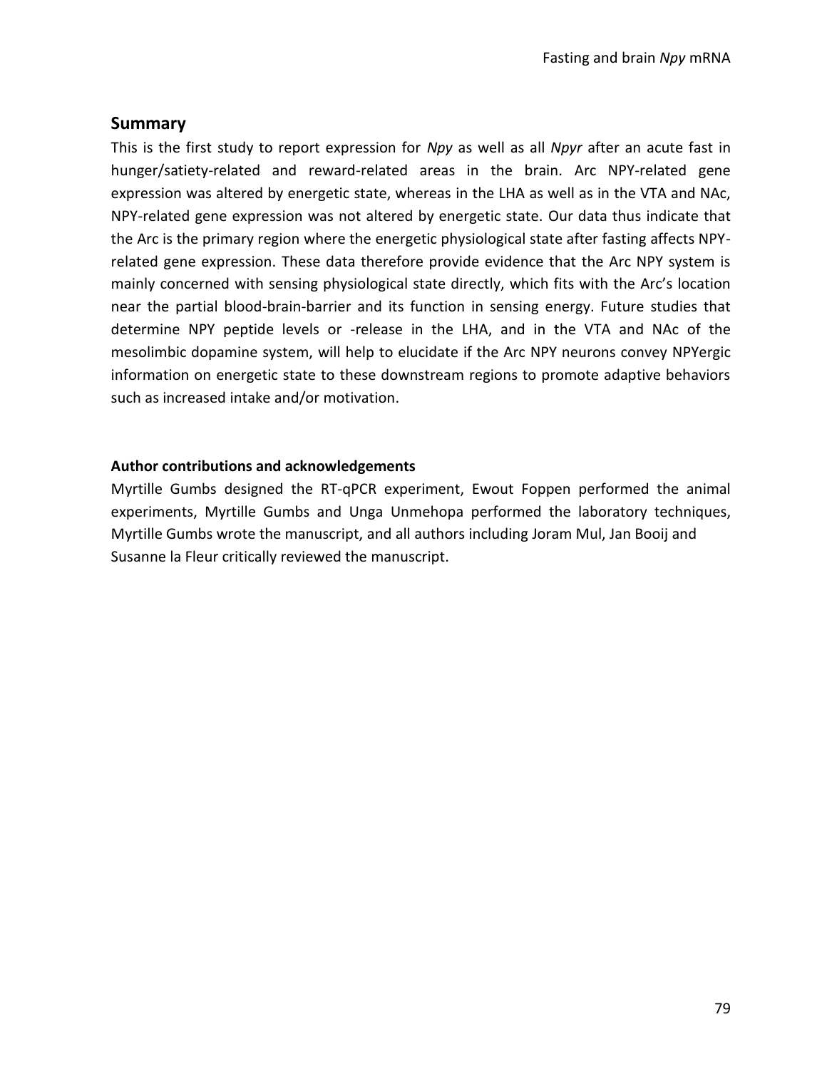## Summary

This is the first study to report expression for *Npy* as well as all *Npyr* after an acute fast in hunger/satiety-related and reward-related areas in the brain. Arc NPY-related gene expression was altered by energetic state, whereas in the LHA as well as in the VTA and NAc, NPY-related gene expression was not altered by energetic state. Our data thus indicate that the Arc is the primary region where the energetic physiological state after fasting affects NPY-related gene expression. These data therefore provide evidence that the Arc NPY system is mainly concerned with sensing physiological state directly, which fits with the Arc's location near the partial blood-brain-barrier and its function in sensing energy. Future studies that determine NPY peptide levels or -release in the LHA, and in the VTA and NAc of the mesolimbic dopamine system, will help to elucidate if the Arc NPY neurons convey NPYergic information on energetic state to these downstream regions to promote adaptive behaviors such as increased intake and/or motivation.

#### Author contributions and acknowledgements

Myrtille Gumbs designed the RT-qPCR experiment, Ewout Foppen performed the animal experiments, Myrtille Gumbs and Unga Unmehopa performed the laboratory techniques, Myrtille Gumbs wrote the manuscript, and all authors including Joram Mul, Jan Booij and Susanne la Fleur critically reviewed the manuscript.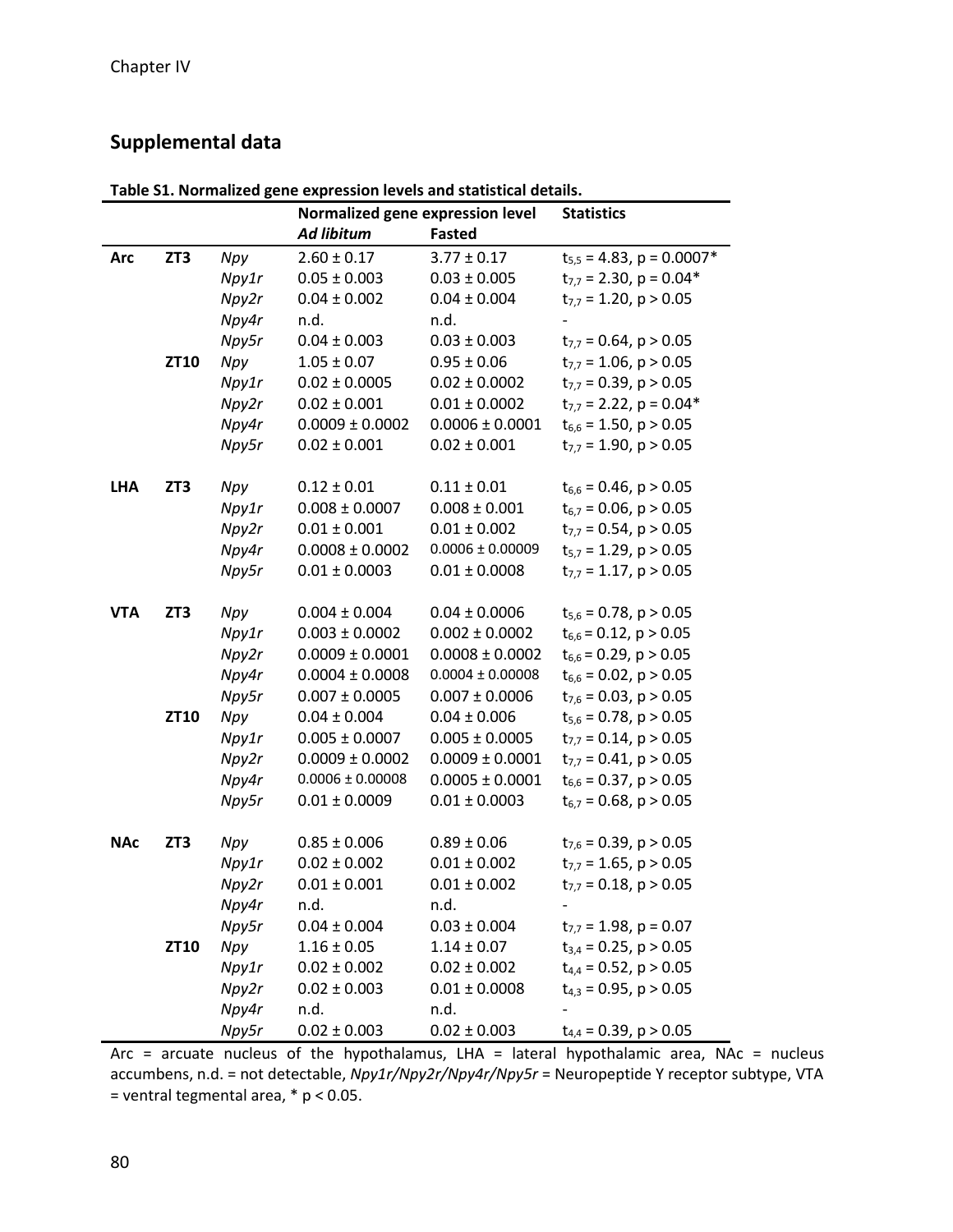## Supplemental data

**Table S1. Normalized gene expression levels and statistical details.**

| | | | Normalized gene expression level | | Statistics |
|---|---|---|---|---|---|
| | | | ***Ad libitum*** | **Fasted** | |
| **Arc** | **ZT3** | *Npy* | 2.60 ± 0.17 | 3.77 ± 0.17 | $t_{5,5}$ = 4.83, p = 0.0007* |
| | | *Npy1r* | 0.05 ± 0.003 | 0.03 ± 0.005 | $t_{7,7}$ = 2.30, p = 0.04* |
| | | *Npy2r* | 0.04 ± 0.002 | 0.04 ± 0.004 | $t_{7,7}$ = 1.20, p > 0.05 |
| | | *Npy4r* | n.d. | n.d. | - |
| | | *Npy5r* | 0.04 ± 0.003 | 0.03 ± 0.003 | $t_{7,7}$ = 0.64, p > 0.05 |
| | **ZT10** | *Npy* | 1.05 ± 0.07 | 0.95 ± 0.06 | $t_{7,7}$ = 1.06, p > 0.05 |
| | | *Npy1r* | 0.02 ± 0.0005 | 0.02 ± 0.0002 | $t_{7,7}$ = 0.39, p > 0.05 |
| | | *Npy2r* | 0.02 ± 0.001 | 0.01 ± 0.0002 | $t_{7,7}$ = 2.22, p = 0.04* |
| | | *Npy4r* | 0.0009 ± 0.0002 | 0.0006 ± 0.0001 | $t_{6,6}$ = 1.50, p > 0.05 |
| | | *Npy5r* | 0.02 ± 0.001 | 0.02 ± 0.001 | $t_{7,7}$ = 1.90, p > 0.05 |
| **LHA** | **ZT3** | *Npy* | 0.12 ± 0.01 | 0.11 ± 0.01 | $t_{6,6}$ = 0.46, p > 0.05 |
| | | *Npy1r* | 0.008 ± 0.0007 | 0.008 ± 0.001 | $t_{6,7}$ = 0.06, p > 0.05 |
| | | *Npy2r* | 0.01 ± 0.001 | 0.01 ± 0.002 | $t_{7,7}$ = 0.54, p > 0.05 |
| | | *Npy4r* | 0.0008 ± 0.0002 | 0.0006 ± 0.00009 | $t_{5,7}$ = 1.29, p > 0.05 |
| | | *Npy5r* | 0.01 ± 0.0003 | 0.01 ± 0.0008 | $t_{7,7}$ = 1.17, p > 0.05 |
| **VTA** | **ZT3** | *Npy* | 0.004 ± 0.004 | 0.04 ± 0.0006 | $t_{5,6}$ = 0.78, p > 0.05 |
| | | *Npy1r* | 0.003 ± 0.0002 | 0.002 ± 0.0002 | $t_{6,6}$ = 0.12, p > 0.05 |
| | | *Npy2r* | 0.0009 ± 0.0001 | 0.0008 ± 0.0002 | $t_{6,6}$ = 0.29, p > 0.05 |
| | | *Npy4r* | 0.0004 ± 0.0008 | 0.0004 ± 0.00008 | $t_{6,6}$ = 0.02, p > 0.05 |
| | | *Npy5r* | 0.007 ± 0.0005 | 0.007 ± 0.0006 | $t_{7,6}$ = 0.03, p > 0.05 |
| | **ZT10** | *Npy* | 0.04 ± 0.004 | 0.04 ± 0.006 | $t_{5,6}$ = 0.78, p > 0.05 |
| | | *Npy1r* | 0.005 ± 0.0007 | 0.005 ± 0.0005 | $t_{7,7}$ = 0.14, p > 0.05 |
| | | *Npy2r* | 0.0009 ± 0.0002 | 0.0009 ± 0.0001 | $t_{7,7}$ = 0.41, p > 0.05 |
| | | *Npy4r* | 0.0006 ± 0.00008 | 0.0005 ± 0.0001 | $t_{6,6}$ = 0.37, p > 0.05 |
| | | *Npy5r* | 0.01 ± 0.0009 | 0.01 ± 0.0003 | $t_{6,7}$ = 0.68, p > 0.05 |
| **NAc** | **ZT3** | *Npy* | 0.85 ± 0.006 | 0.89 ± 0.06 | $t_{7,6}$ = 0.39, p > 0.05 |
| | | *Npy1r* | 0.02 ± 0.002 | 0.01 ± 0.002 | $t_{7,7}$ = 1.65, p > 0.05 |
| | | *Npy2r* | 0.01 ± 0.001 | 0.01 ± 0.002 | $t_{7,7}$ = 0.18, p > 0.05 |
| | | *Npy4r* | n.d. | n.d. | - |
| | | *Npy5r* | 0.04 ± 0.004 | 0.03 ± 0.004 | $t_{7,7}$ = 1.98, p = 0.07 |
| | **ZT10** | *Npy* | 1.16 ± 0.05 | 1.14 ± 0.07 | $t_{3,4}$ = 0.25, p > 0.05 |
| | | *Npy1r* | 0.02 ± 0.002 | 0.02 ± 0.002 | $t_{4,4}$ = 0.52, p > 0.05 |
| | | *Npy2r* | 0.02 ± 0.003 | 0.01 ± 0.0008 | $t_{4,3}$ = 0.95, p > 0.05 |
| | | *Npy4r* | n.d. | n.d. | - |
| | | *Npy5r* | 0.02 ± 0.003 | 0.02 ± 0.003 | $t_{4,4}$ = 0.39, p > 0.05 |

Arc = arcuate nucleus of the hypothalamus, LHA = lateral hypothalamic area, NAc = nucleus accumbens, n.d. = not detectable, *Npy1r/Npy2r/Npy4r/Npy5r* = Neuropeptide Y receptor subtype, VTA = ventral tegmental area, * p < 0.05.